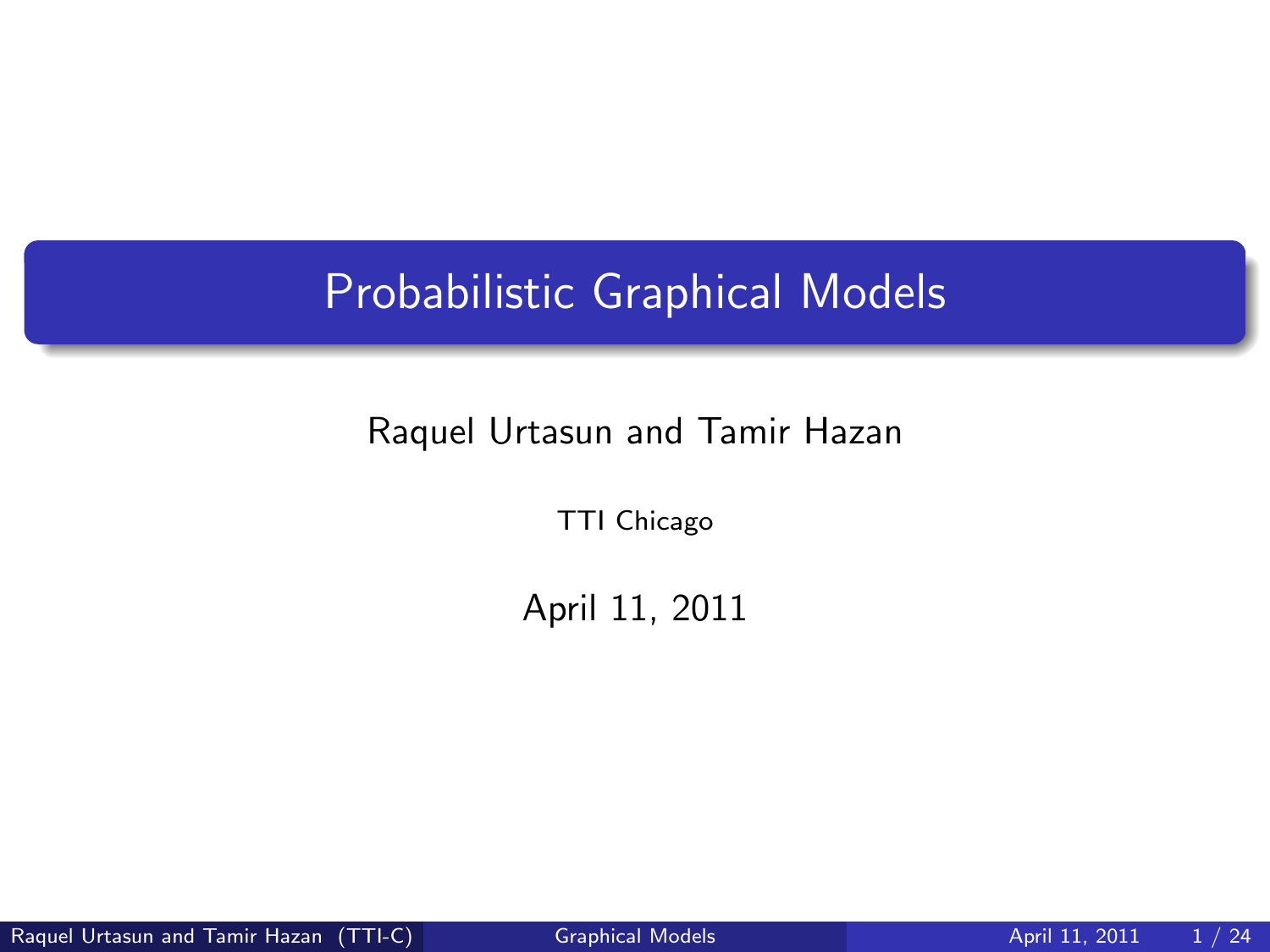# Probabilistic Graphical Models

Raquel Urtasun and Tamir Hazan

TTI Chicago

April 11, 2011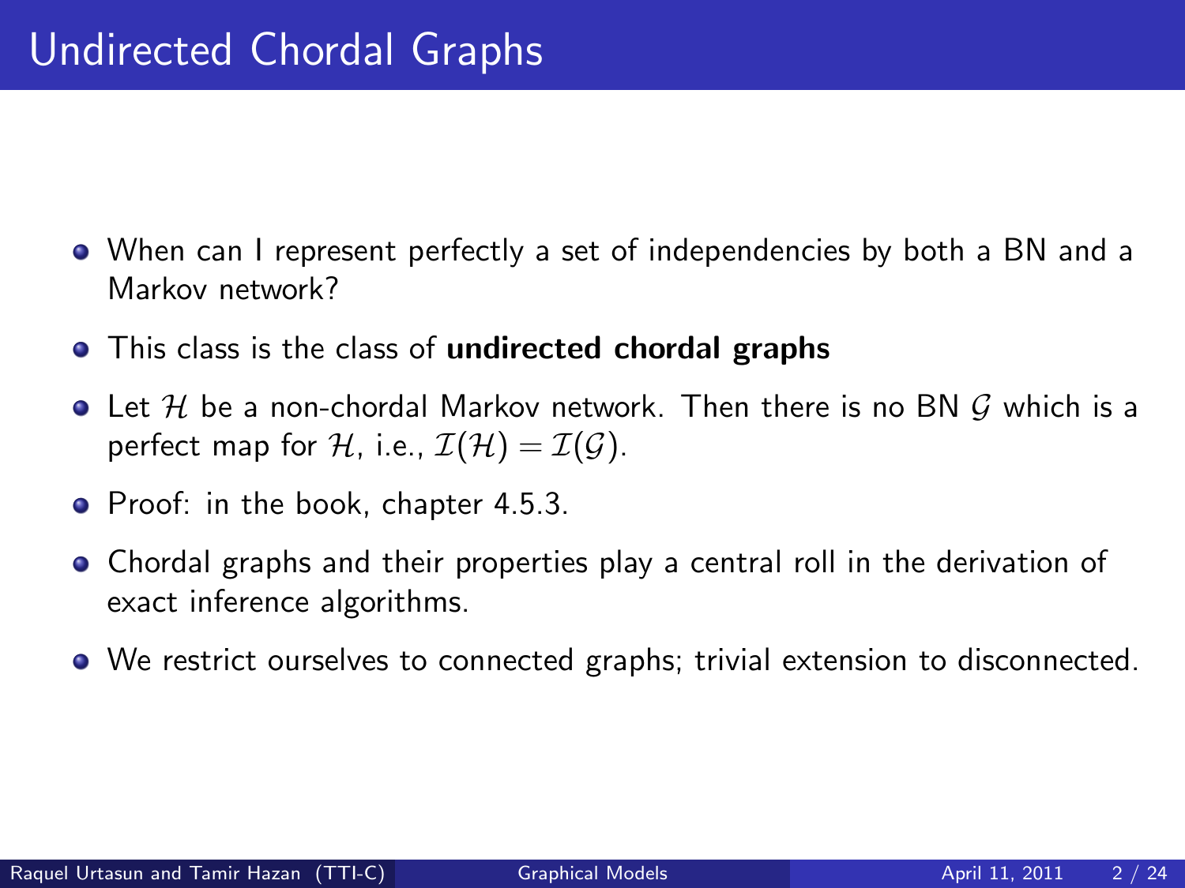# Undirected Chordal Graphs

- When can I represent perfectly a set of independencies by both a BN and a Markov network?
- This class is the class of **undirected chordal graphs**
- Let $\mathcal{H}$ be a non-chordal Markov network. Then there is no BN $\mathcal{G}$ which is a perfect map for $\mathcal{H}$, i.e., $\mathcal{I}(\mathcal{H}) = \mathcal{I}(\mathcal{G})$.
- Proof: in the book, chapter 4.5.3.
- Chordal graphs and their properties play a central roll in the derivation of exact inference algorithms.
- We restrict ourselves to connected graphs; trivial extension to disconnected.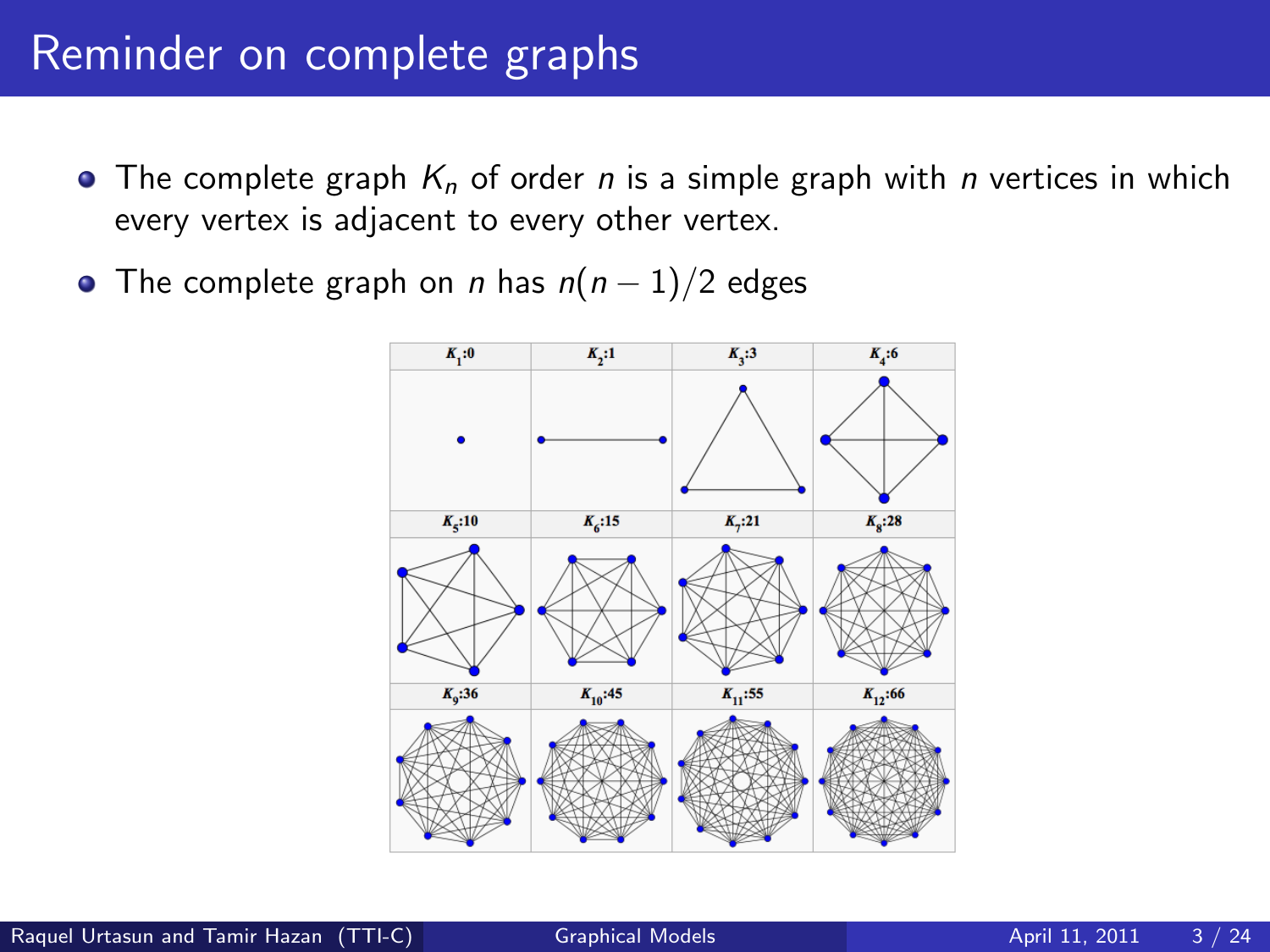# Reminder on complete graphs

- The complete graph $K_n$ of order $n$ is a simple graph with $n$ vertices in which every vertex is adjacent to every other vertex.
- The complete graph on $n$ has $n(n-1)/2$ edges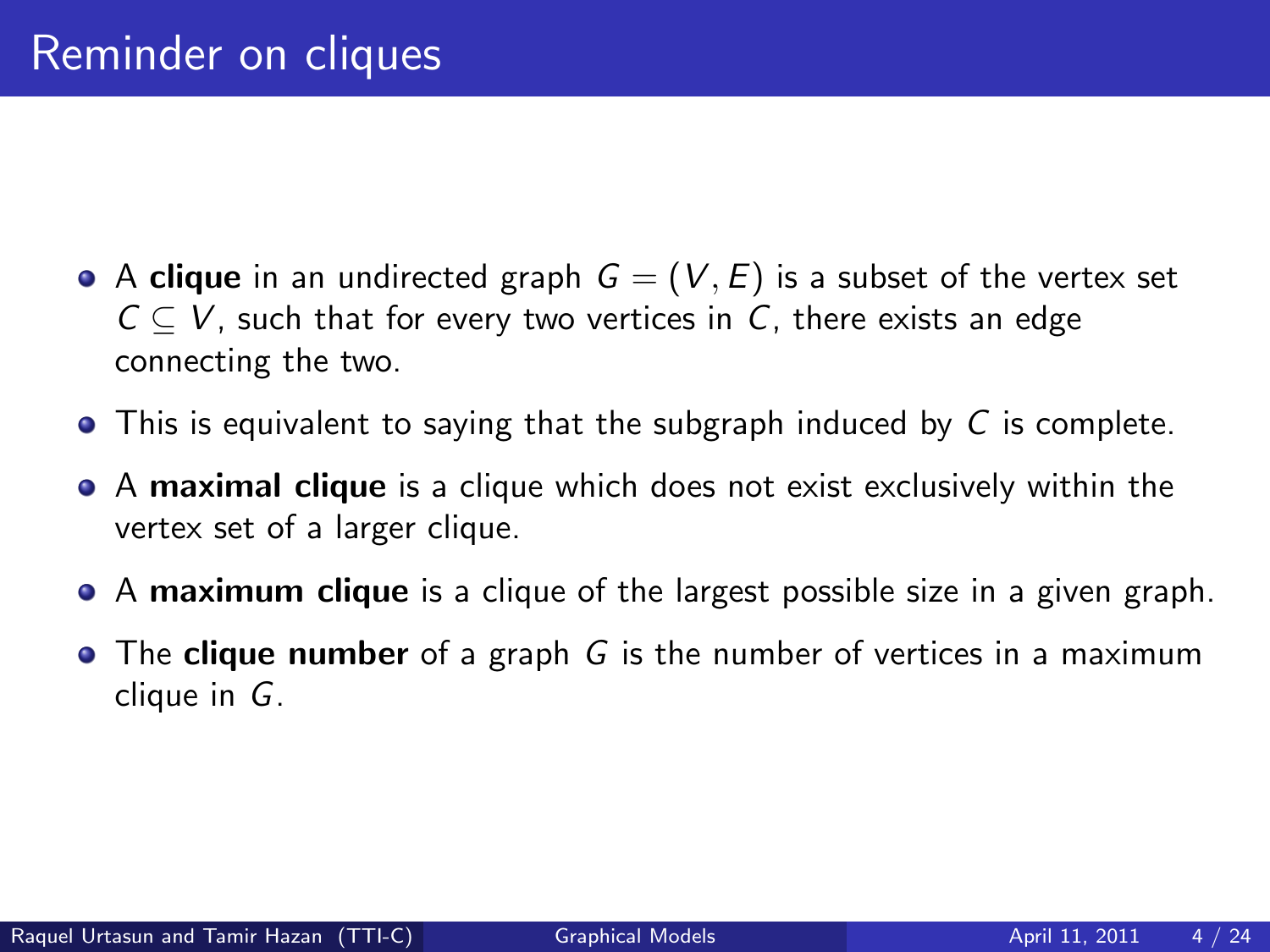# Reminder on cliques

- A **clique** in an undirected graph $G = (V, E)$ is a subset of the vertex set $C \subseteq V$, such that for every two vertices in $C$, there exists an edge connecting the two.
- This is equivalent to saying that the subgraph induced by $C$ is complete.
- A **maximal clique** is a clique which does not exist exclusively within the vertex set of a larger clique.
- A **maximum clique** is a clique of the largest possible size in a given graph.
- The **clique number** of a graph $G$ is the number of vertices in a maximum clique in $G$.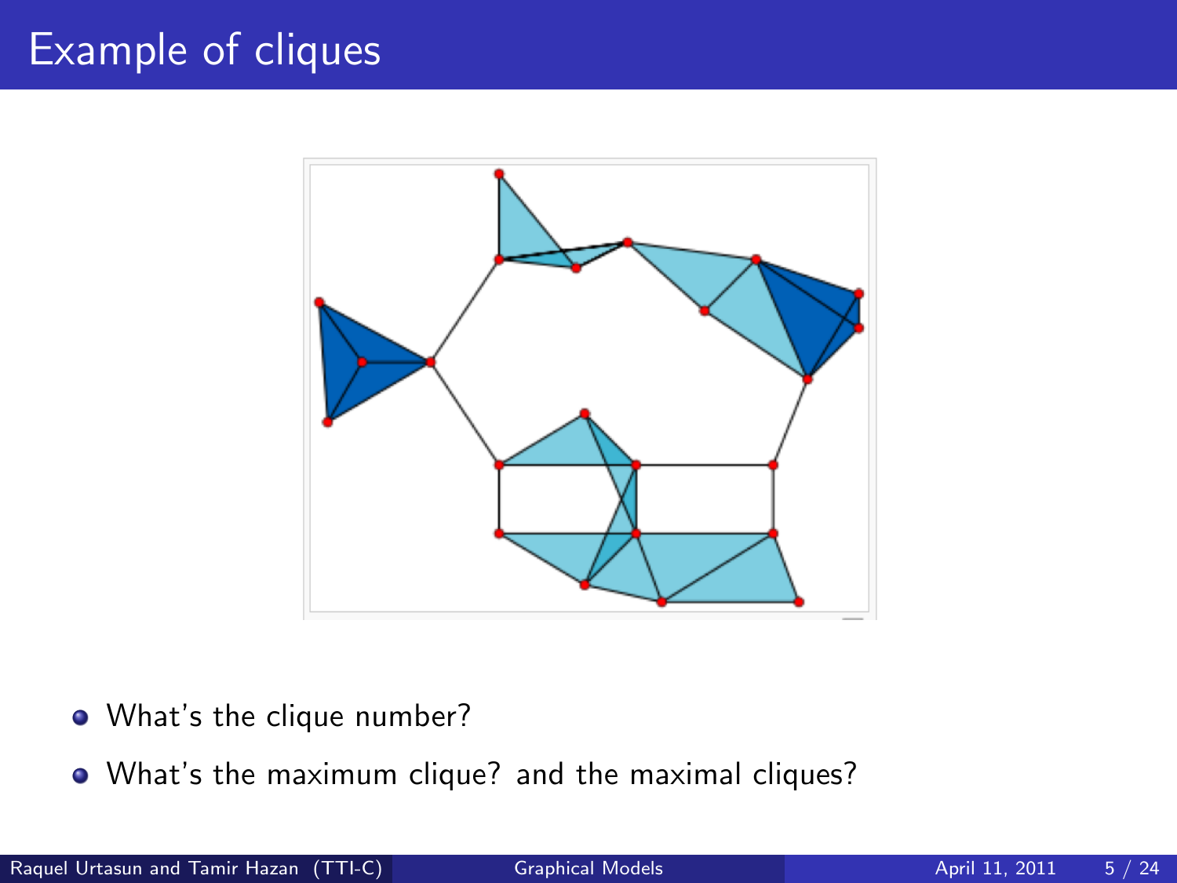# Example of cliques

- What's the clique number?
- What's the maximum clique? and the maximal cliques?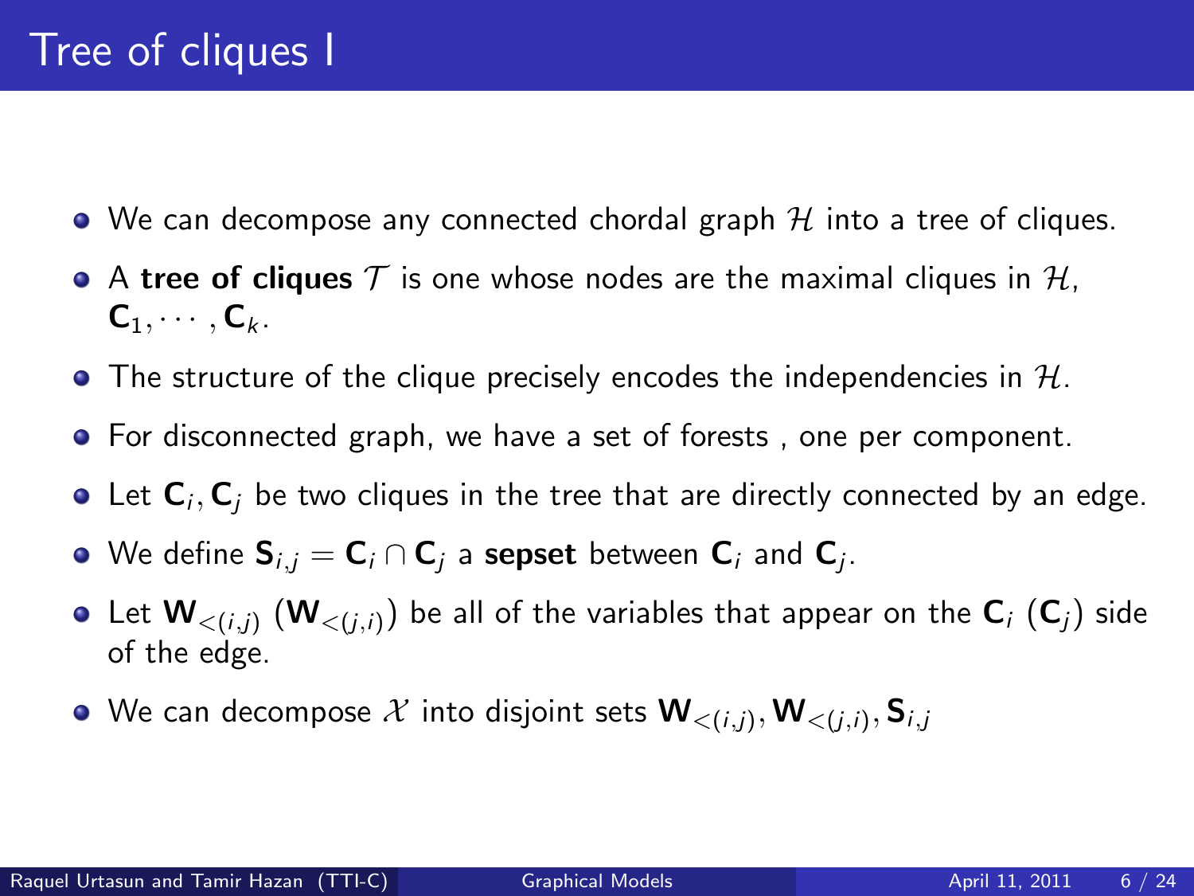# Tree of cliques I

- We can decompose any connected chordal graph $\mathcal{H}$ into a tree of cliques.
- A **tree of cliques** $\mathcal{T}$ is one whose nodes are the maximal cliques in $\mathcal{H}$, $\mathbf{C}_1, \cdots, \mathbf{C}_k$.
- The structure of the clique precisely encodes the independencies in $\mathcal{H}$.
- For disconnected graph, we have a set of forests , one per component.
- Let $\mathbf{C}_i, \mathbf{C}_j$ be two cliques in the tree that are directly connected by an edge.
- We define $\mathbf{S}_{i,j} = \mathbf{C}_i \cap \mathbf{C}_j$ a **sepset** between $\mathbf{C}_i$ and $\mathbf{C}_j$.
- Let $\mathbf{W}_{<(i,j)}$ ($\mathbf{W}_{<(j,i)}$) be all of the variables that appear on the $\mathbf{C}_i$ ($\mathbf{C}_j$) side of the edge.
- We can decompose $\mathcal{X}$ into disjoint sets $\mathbf{W}_{<(i,j)}, \mathbf{W}_{<(j,i)}, \mathbf{S}_{i,j}$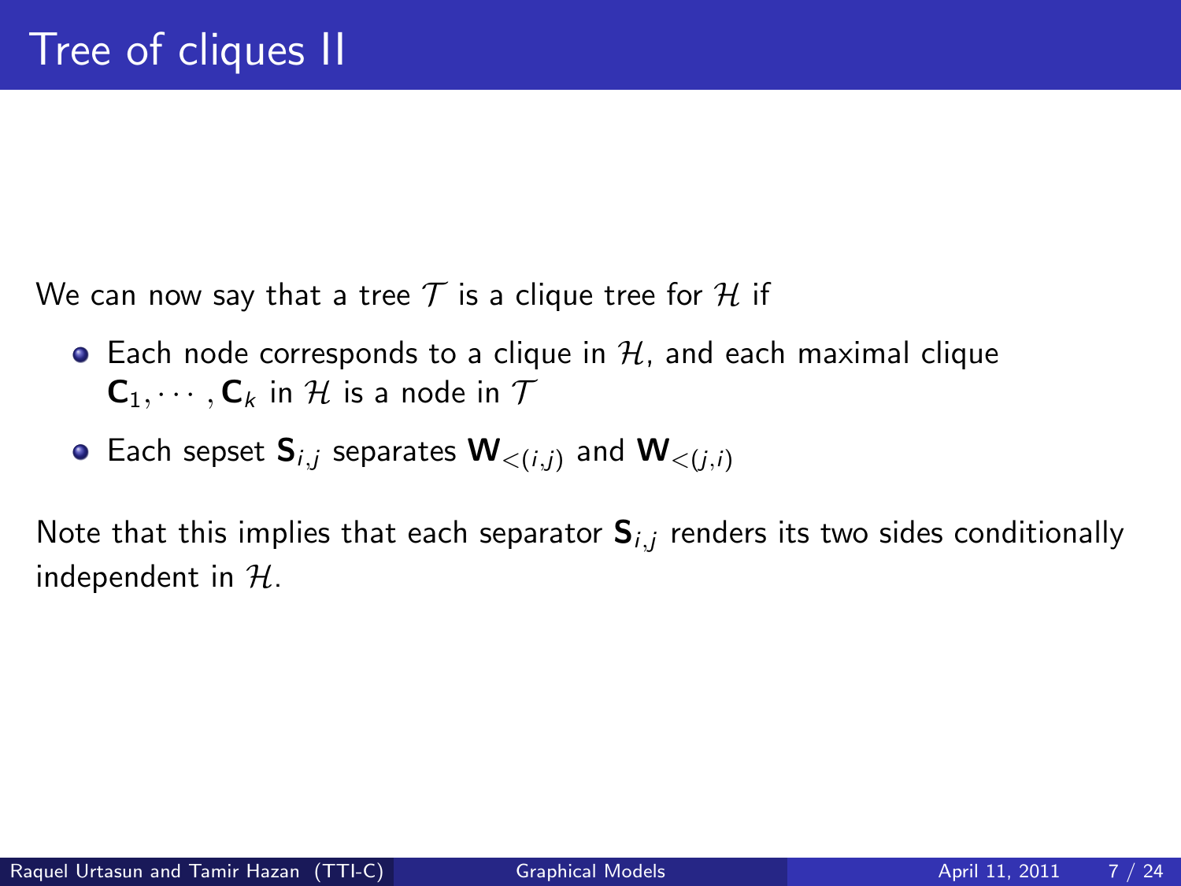# Tree of cliques II

We can now say that a tree $\mathcal{T}$ is a clique tree for $\mathcal{H}$ if

- Each node corresponds to a clique in $\mathcal{H}$, and each maximal clique $\mathbf{C}_1, \cdots, \mathbf{C}_k$ in $\mathcal{H}$ is a node in $\mathcal{T}$
- Each sepset $\mathbf{S}_{i,j}$ separates $\mathbf{W}_{<(i,j)}$ and $\mathbf{W}_{<(j,i)}$

Note that this implies that each separator $\mathbf{S}_{i,j}$ renders its two sides conditionally independent in $\mathcal{H}$.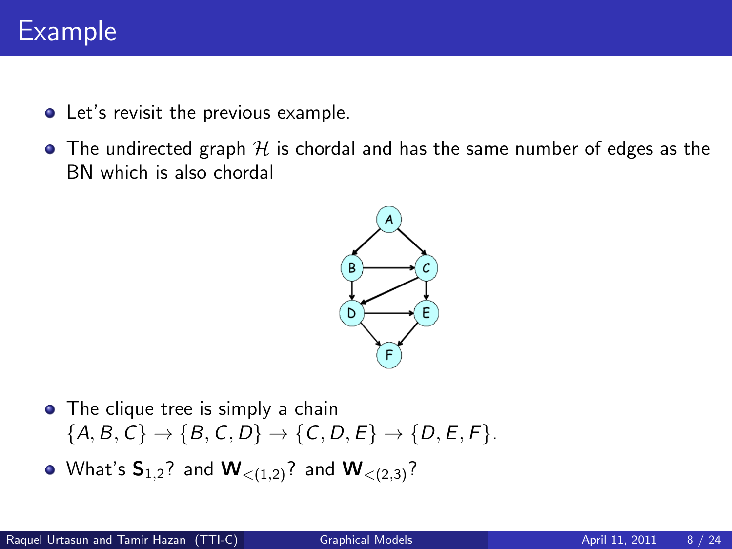# Example

- Let's revisit the previous example.
- The undirected graph $\mathcal{H}$ is chordal and has the same number of edges as the BN which is also chordal

- The clique tree is simply a chain $\{A, B, C\} \rightarrow \{B, C, D\} \rightarrow \{C, D, E\} \rightarrow \{D, E, F\}$.
- What's $\mathbf{S}_{1,2}$? and $\mathbf{W}_{<(1,2)}$? and $\mathbf{W}_{<(2,3)}$?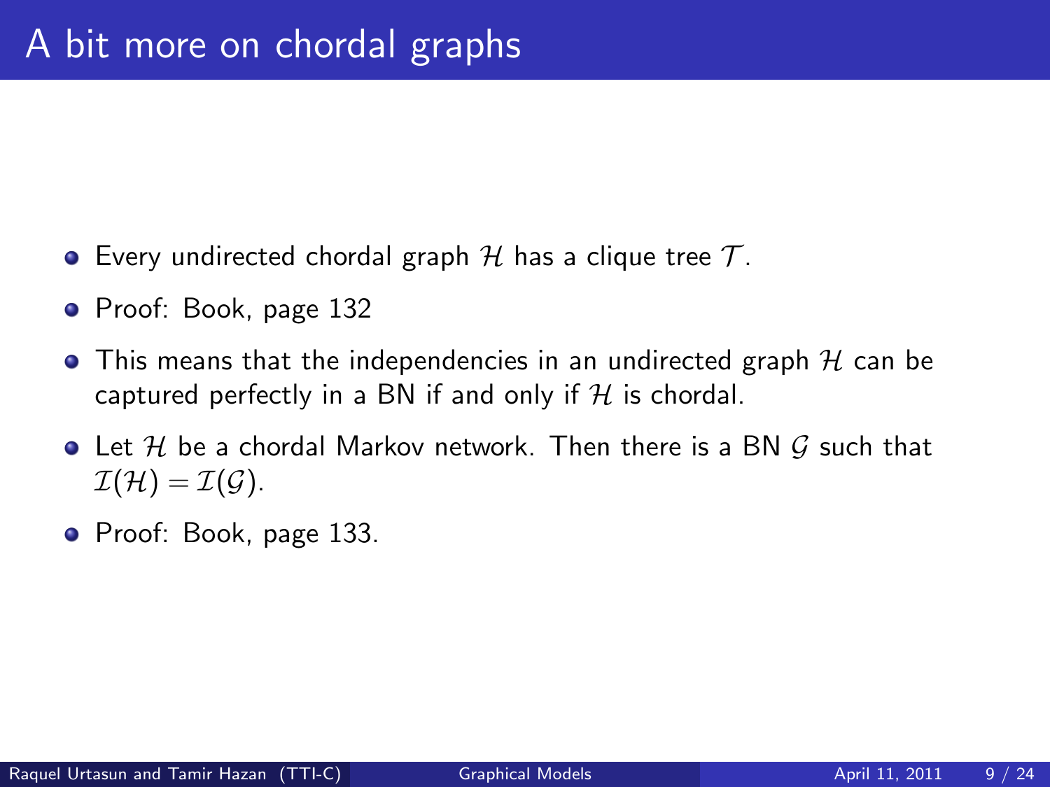# A bit more on chordal graphs

- Every undirected chordal graph $\mathcal{H}$ has a clique tree $\mathcal{T}$.
- Proof: Book, page 132
- This means that the independencies in an undirected graph $\mathcal{H}$ can be captured perfectly in a BN if and only if $\mathcal{H}$ is chordal.
- Let $\mathcal{H}$ be a chordal Markov network. Then there is a BN $\mathcal{G}$ such that $\mathcal{I}(\mathcal{H}) = \mathcal{I}(\mathcal{G})$.
- Proof: Book, page 133.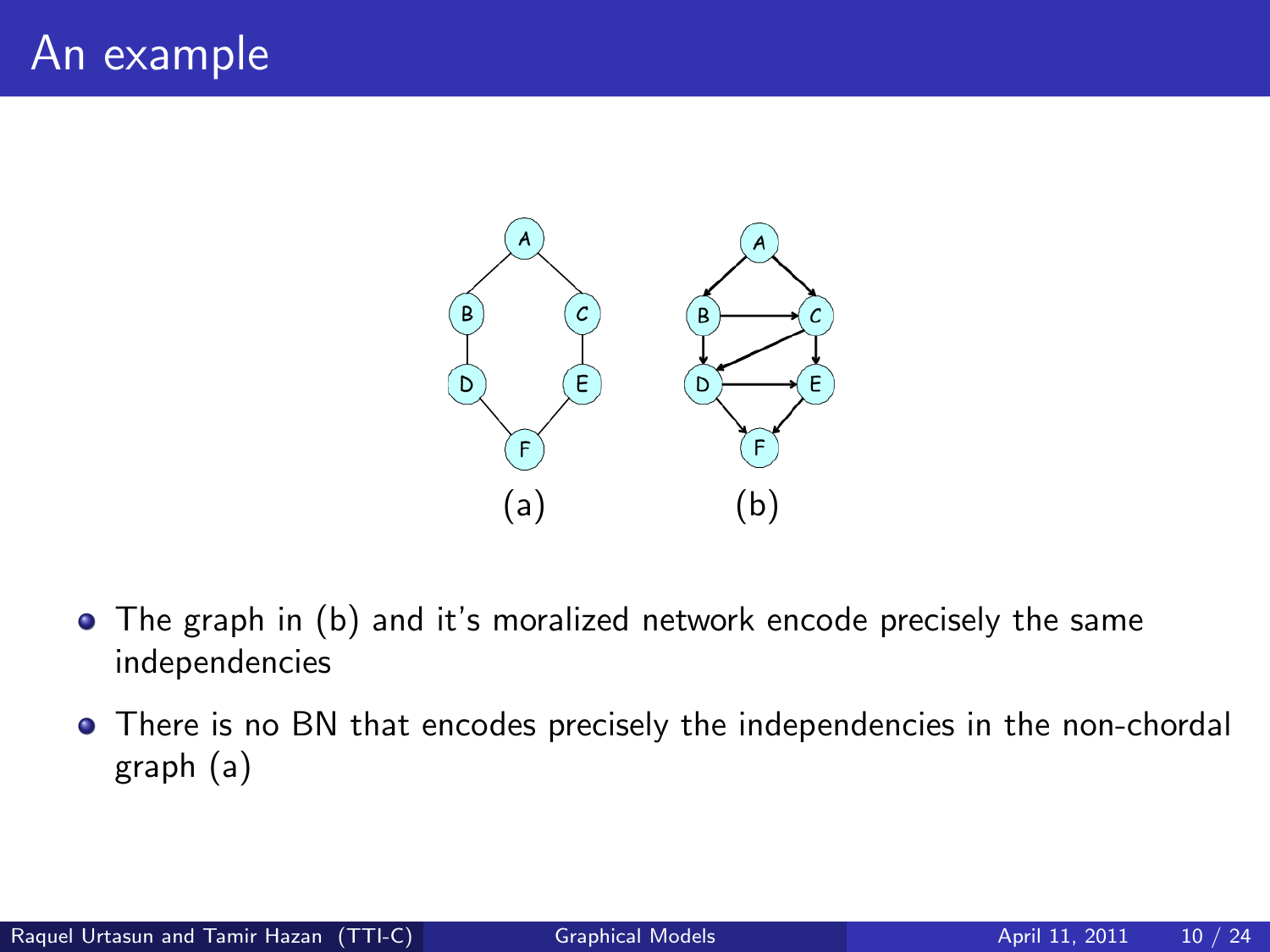# An example

(a) (b)

- The graph in (b) and it's moralized network encode precisely the same independencies
- There is no BN that encodes precisely the independencies in the non-chordal graph (a)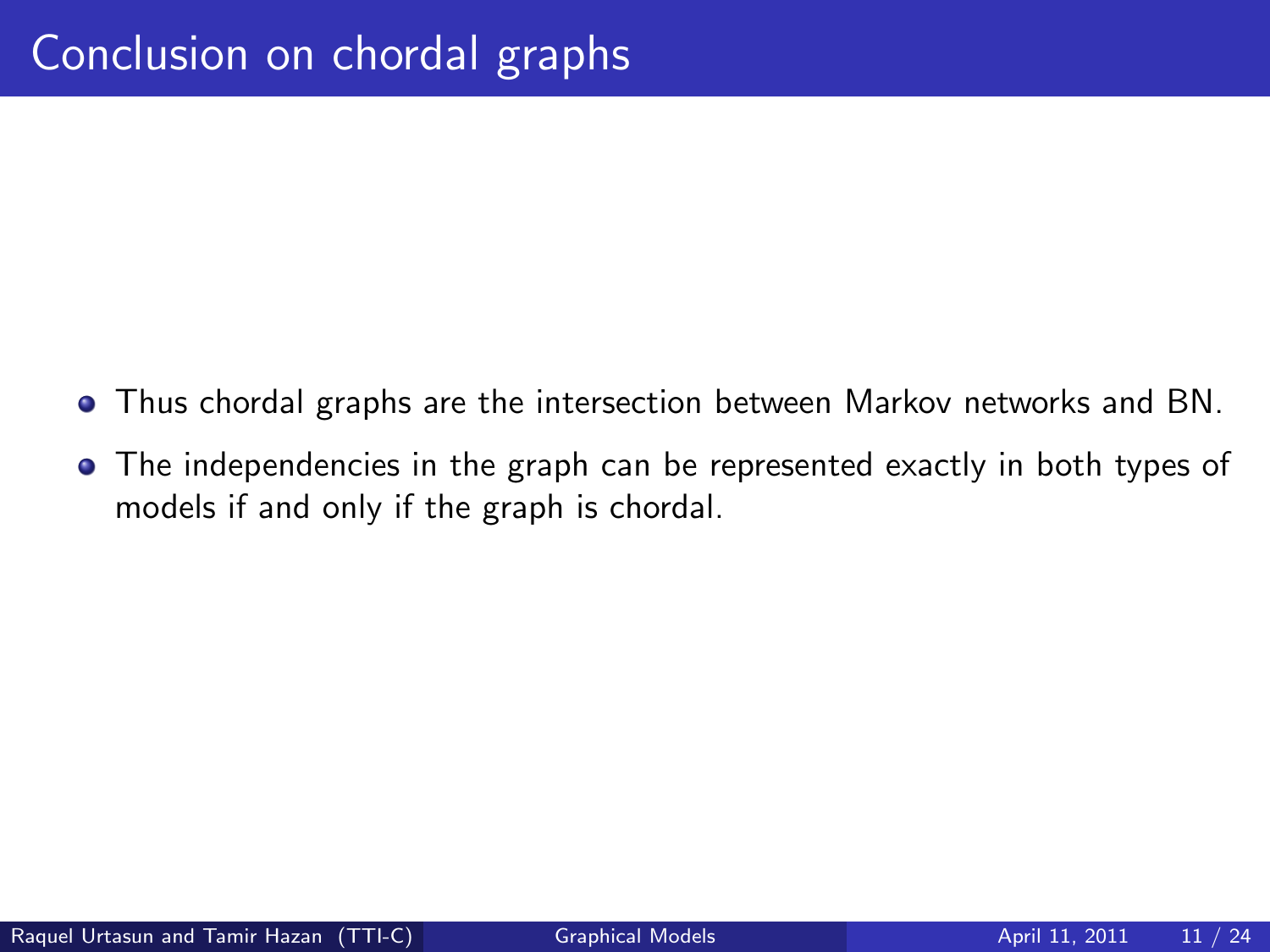# Conclusion on chordal graphs

- Thus chordal graphs are the intersection between Markov networks and BN.
- The independencies in the graph can be represented exactly in both types of models if and only if the graph is chordal.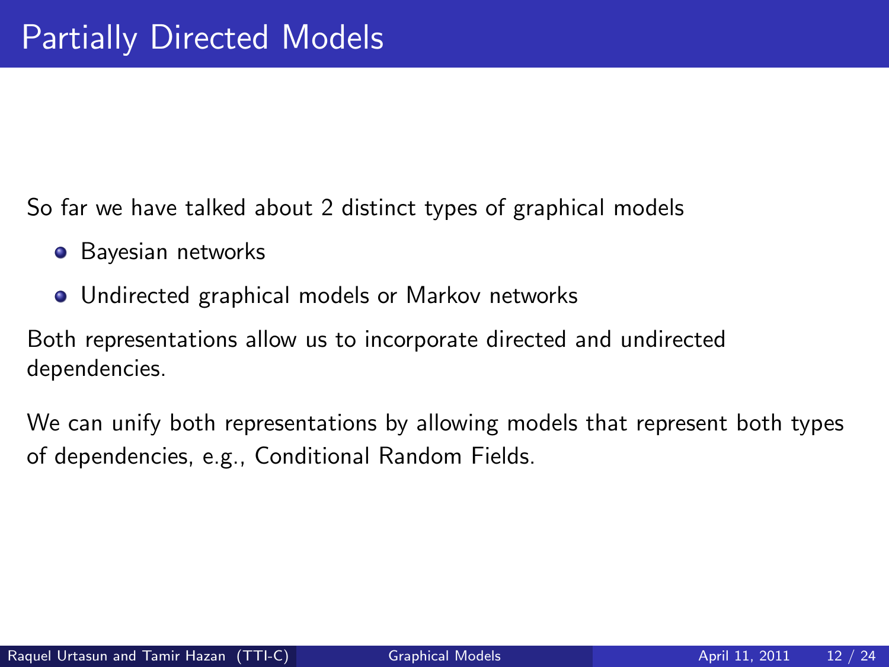# Partially Directed Models

So far we have talked about 2 distinct types of graphical models

- Bayesian networks
- Undirected graphical models or Markov networks

Both representations allow us to incorporate directed and undirected dependencies.

We can unify both representations by allowing models that represent both types of dependencies, e.g., Conditional Random Fields.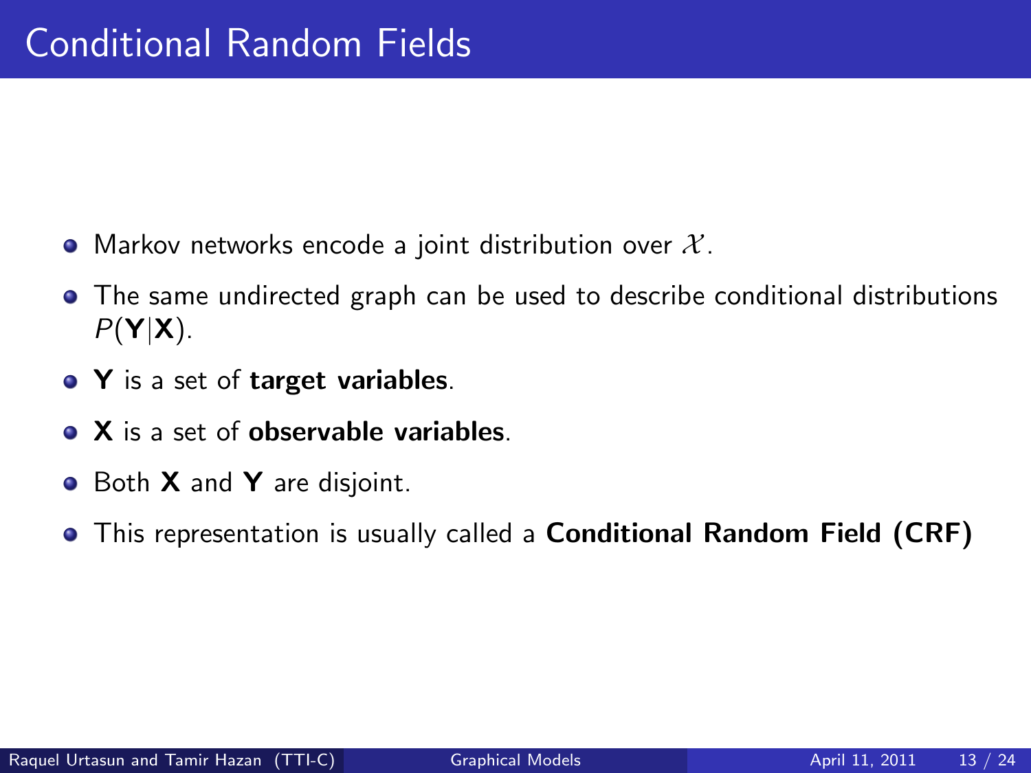# Conditional Random Fields

- Markov networks encode a joint distribution over $\mathcal{X}$.
- The same undirected graph can be used to describe conditional distributions $P(\mathbf{Y}|\mathbf{X})$.
- $\mathbf{Y}$ is a set of **target variables**.
- $\mathbf{X}$ is a set of **observable variables**.
- Both $\mathbf{X}$ and $\mathbf{Y}$ are disjoint.
- This representation is usually called a **Conditional Random Field (CRF)**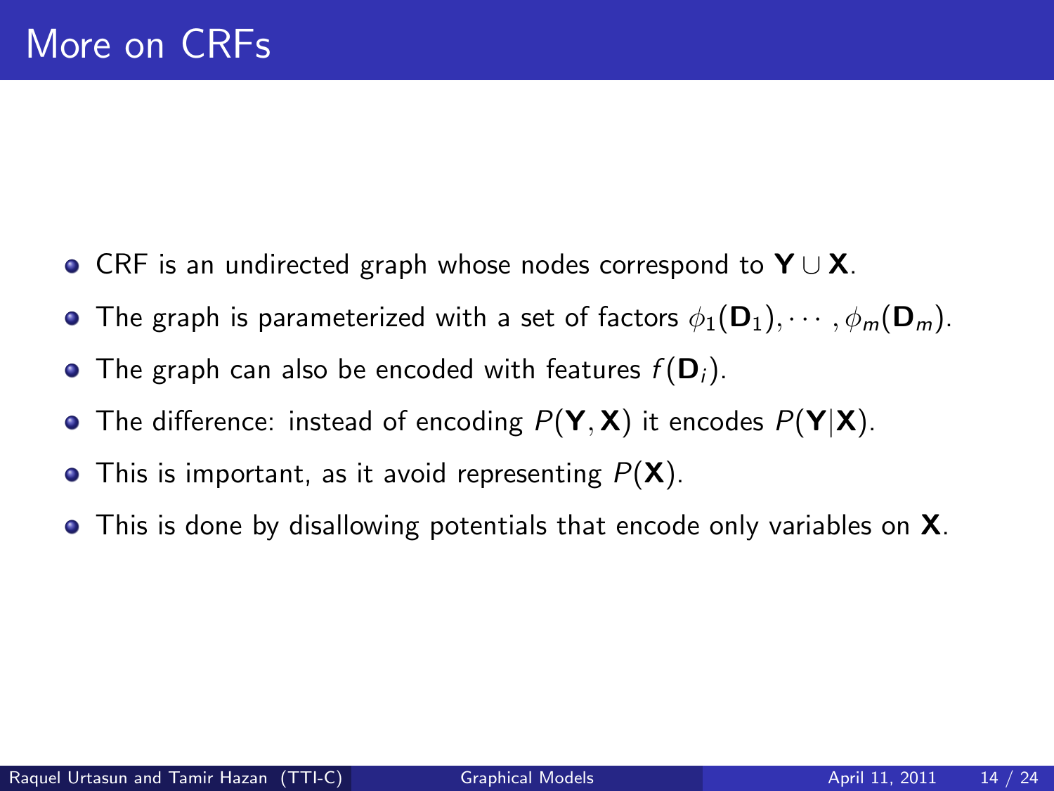# More on CRFs

- CRF is an undirected graph whose nodes correspond to $\mathbf{Y} \cup \mathbf{X}$.
- The graph is parameterized with a set of factors $\phi_1(\mathbf{D}_1), \cdots, \phi_m(\mathbf{D}_m)$.
- The graph can also be encoded with features $f(\mathbf{D}_i)$.
- The difference: instead of encoding $P(\mathbf{Y}, \mathbf{X})$ it encodes $P(\mathbf{Y}|\mathbf{X})$.
- This is important, as it avoid representing $P(\mathbf{X})$.
- This is done by disallowing potentials that encode only variables on $\mathbf{X}$.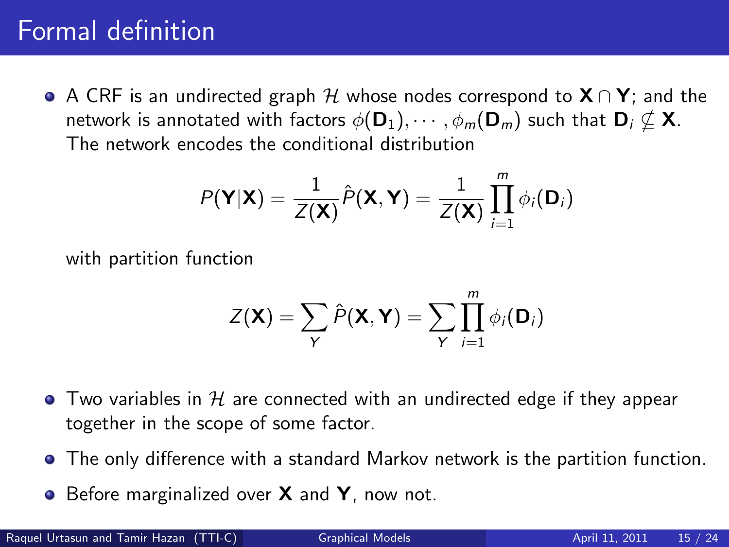# Formal definition

- A CRF is an undirected graph $\mathcal{H}$ whose nodes correspond to $\mathbf{X} \cap \mathbf{Y}$; and the network is annotated with factors $\phi(\mathbf{D}_1), \cdots, \phi_m(\mathbf{D}_m)$ such that $\mathbf{D}_i \nsubseteq \mathbf{X}$. The network encodes the conditional distribution

$$P(\mathbf{Y}|\mathbf{X}) = \frac{1}{Z(\mathbf{X})} \hat{P}(\mathbf{X}, \mathbf{Y}) = \frac{1}{Z(\mathbf{X})} \prod_{i=1}^{m} \phi_i(\mathbf{D}_i)$$

  with partition function

$$Z(\mathbf{X}) = \sum_{Y} \hat{P}(\mathbf{X}, \mathbf{Y}) = \sum_{Y} \prod_{i=1}^{m} \phi_i(\mathbf{D}_i)$$

- Two variables in $\mathcal{H}$ are connected with an undirected edge if they appear together in the scope of some factor.
- The only difference with a standard Markov network is the partition function.
- Before marginalized over $\mathbf{X}$ and $\mathbf{Y}$, now not.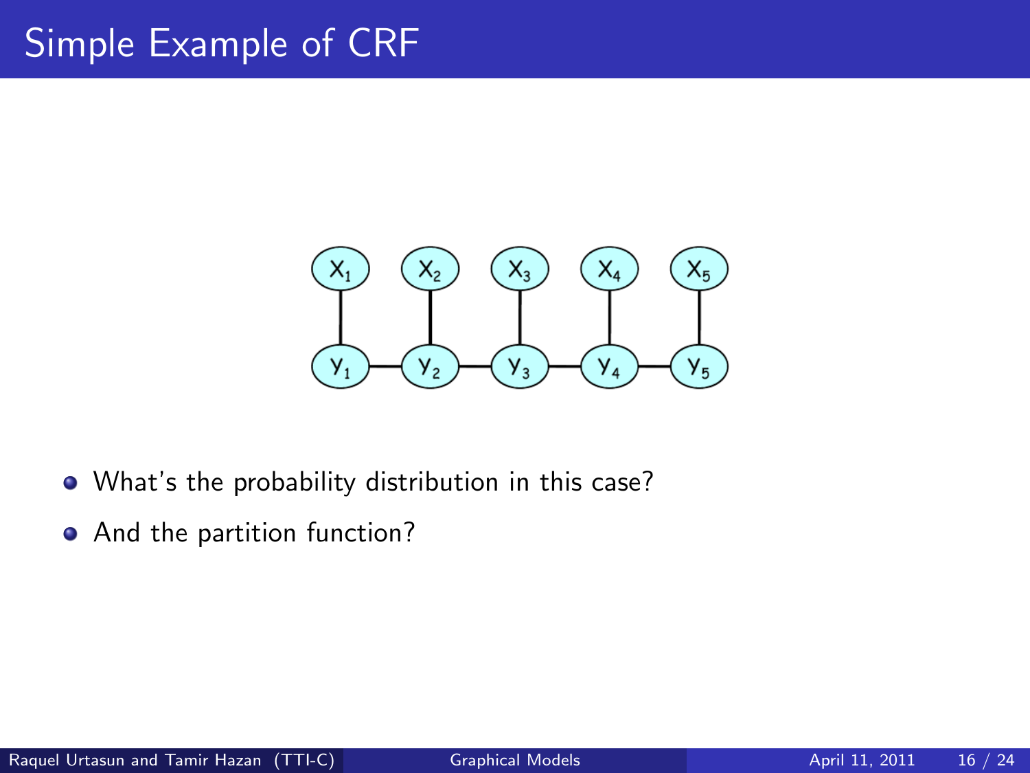# Simple Example of CRF

- What's the probability distribution in this case?
- And the partition function?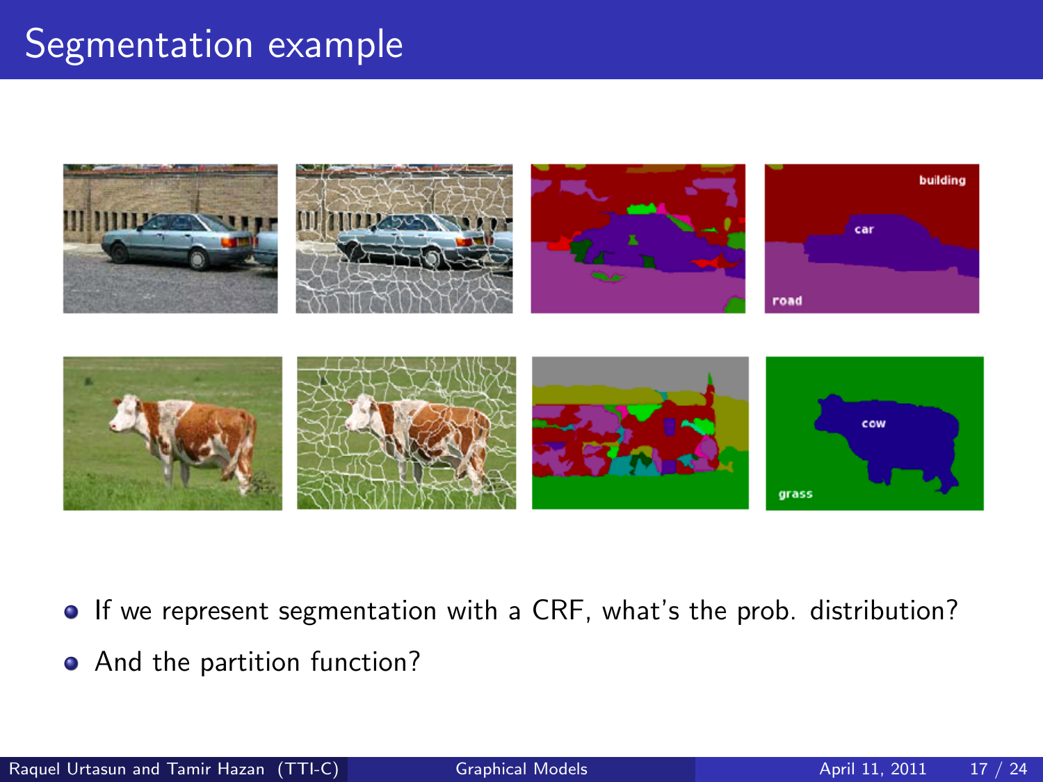# Segmentation example

- If we represent segmentation with a CRF, what's the prob. distribution?
- And the partition function?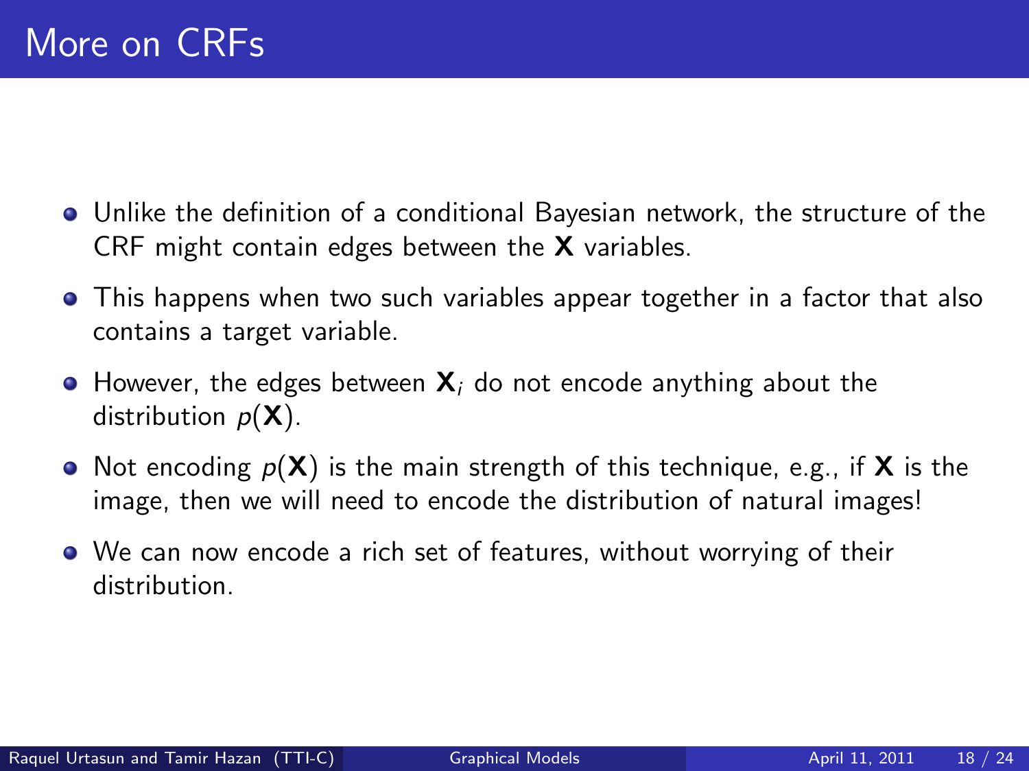# More on CRFs

- Unlike the definition of a conditional Bayesian network, the structure of the CRF might contain edges between the $\mathbf{X}$ variables.
- This happens when two such variables appear together in a factor that also contains a target variable.
- However, the edges between $\mathbf{X}_i$ do not encode anything about the distribution $p(\mathbf{X})$.
- Not encoding $p(\mathbf{X})$ is the main strength of this technique, e.g., if $\mathbf{X}$ is the image, then we will need to encode the distribution of natural images!
- We can now encode a rich set of features, without worrying of their distribution.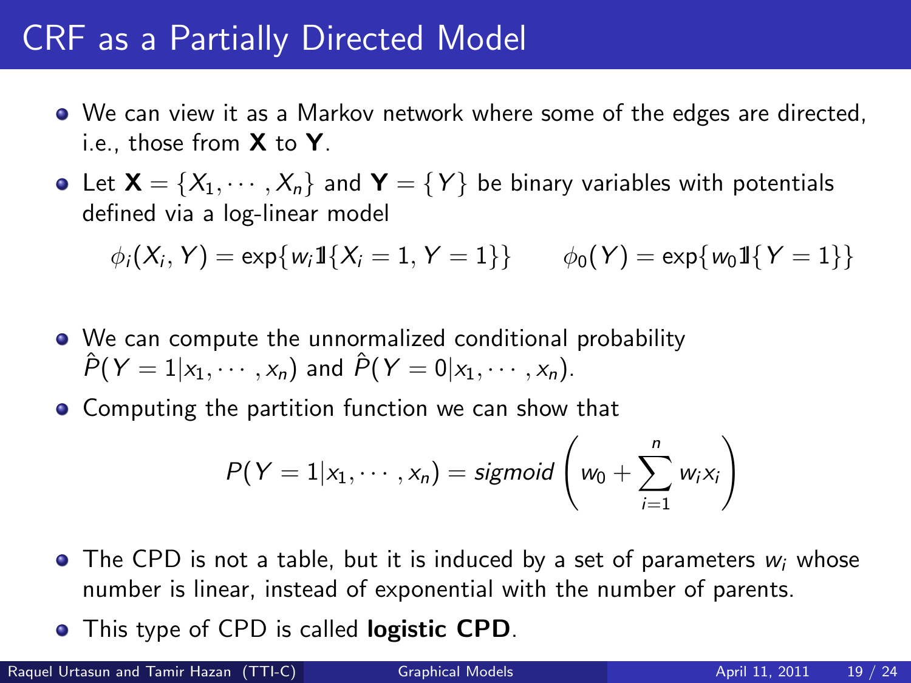# CRF as a Partially Directed Model

- We can view it as a Markov network where some of the edges are directed, i.e., those from **X** to **Y**.
- Let $\mathbf{X} = \{X_1, \cdots, X_n\}$ and $\mathbf{Y} = \{Y\}$ be binary variables with potentials defined via a log-linear model

$$\phi_i(X_i, Y) = \exp\{w_i \mathbb{1}\{X_i = 1, Y = 1\}\} \qquad \phi_0(Y) = \exp\{w_0 \mathbb{1}\{Y = 1\}\}$$

- We can compute the unnormalized conditional probability $\hat{P}(Y = 1 | x_1, \cdots, x_n)$ and $\hat{P}(Y = 0 | x_1, \cdots, x_n)$.
- Computing the partition function we can show that

$$P(Y = 1 | x_1, \cdots, x_n) = sigmoid\left(w_0 + \sum_{i=1}^{n} w_i x_i\right)$$

- The CPD is not a table, but it is induced by a set of parameters $w_i$ whose number is linear, instead of exponential with the number of parents.
- This type of CPD is called **logistic CPD**.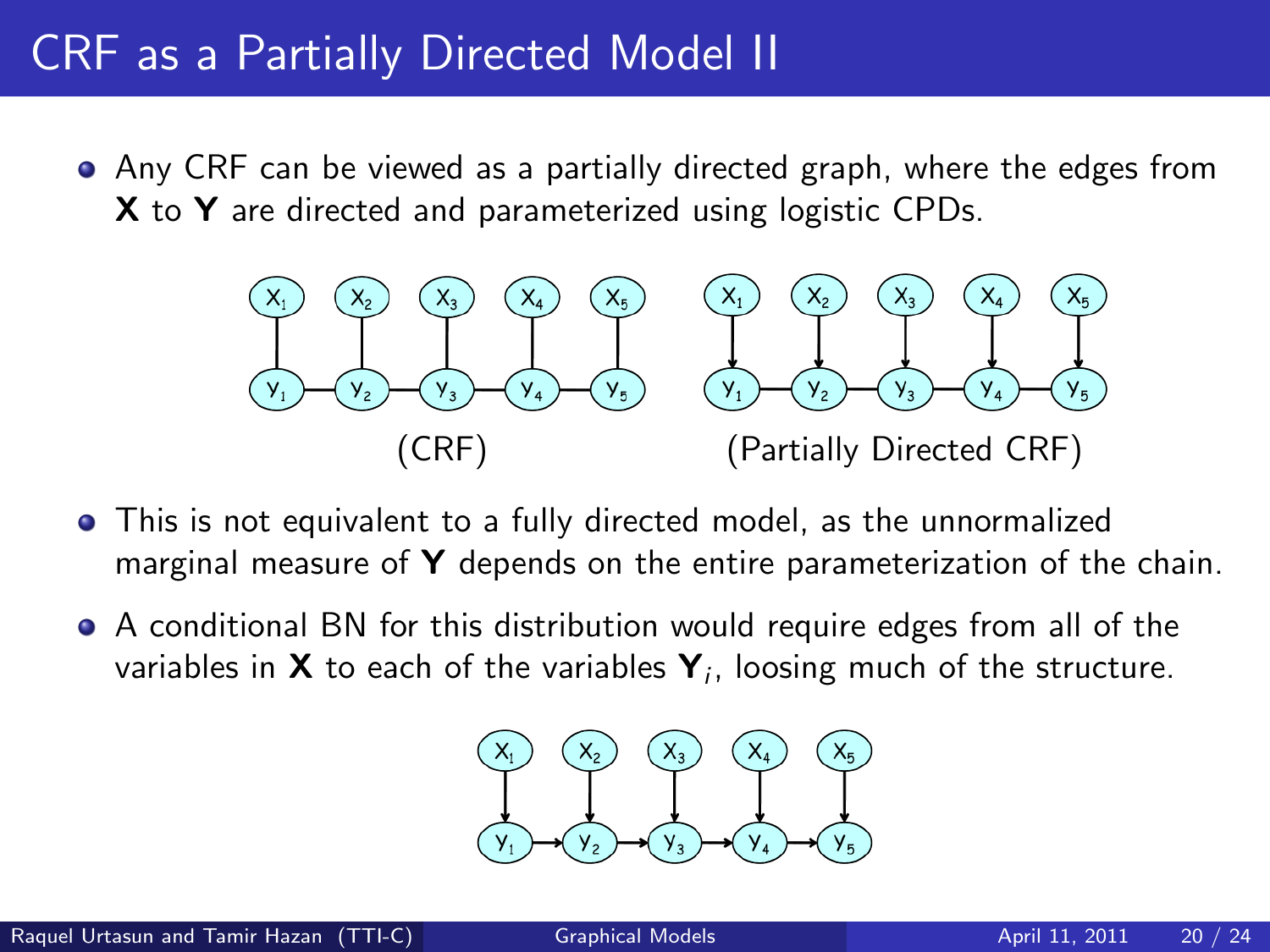# CRF as a Partially Directed Model II

- Any CRF can be viewed as a partially directed graph, where the edges from **X** to **Y** are directed and parameterized using logistic CPDs.

(CRF) (Partially Directed CRF)

- This is not equivalent to a fully directed model, as the unnormalized marginal measure of **Y** depends on the entire parameterization of the chain.
- A conditional BN for this distribution would require edges from all of the variables in **X** to each of the variables $\mathbf{Y}_i$, loosing much of the structure.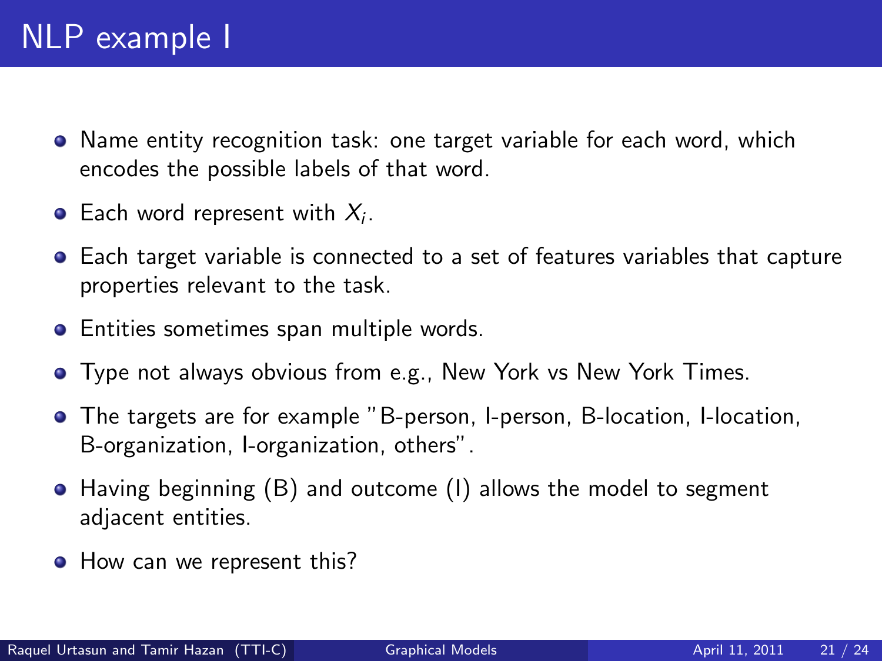# NLP example I

- Name entity recognition task: one target variable for each word, which encodes the possible labels of that word.
- Each word represent with $X_i$.
- Each target variable is connected to a set of features variables that capture properties relevant to the task.
- Entities sometimes span multiple words.
- Type not always obvious from e.g., New York vs New York Times.
- The targets are for example "B-person, I-person, B-location, I-location, B-organization, I-organization, others".
- Having beginning (B) and outcome (I) allows the model to segment adjacent entities.
- How can we represent this?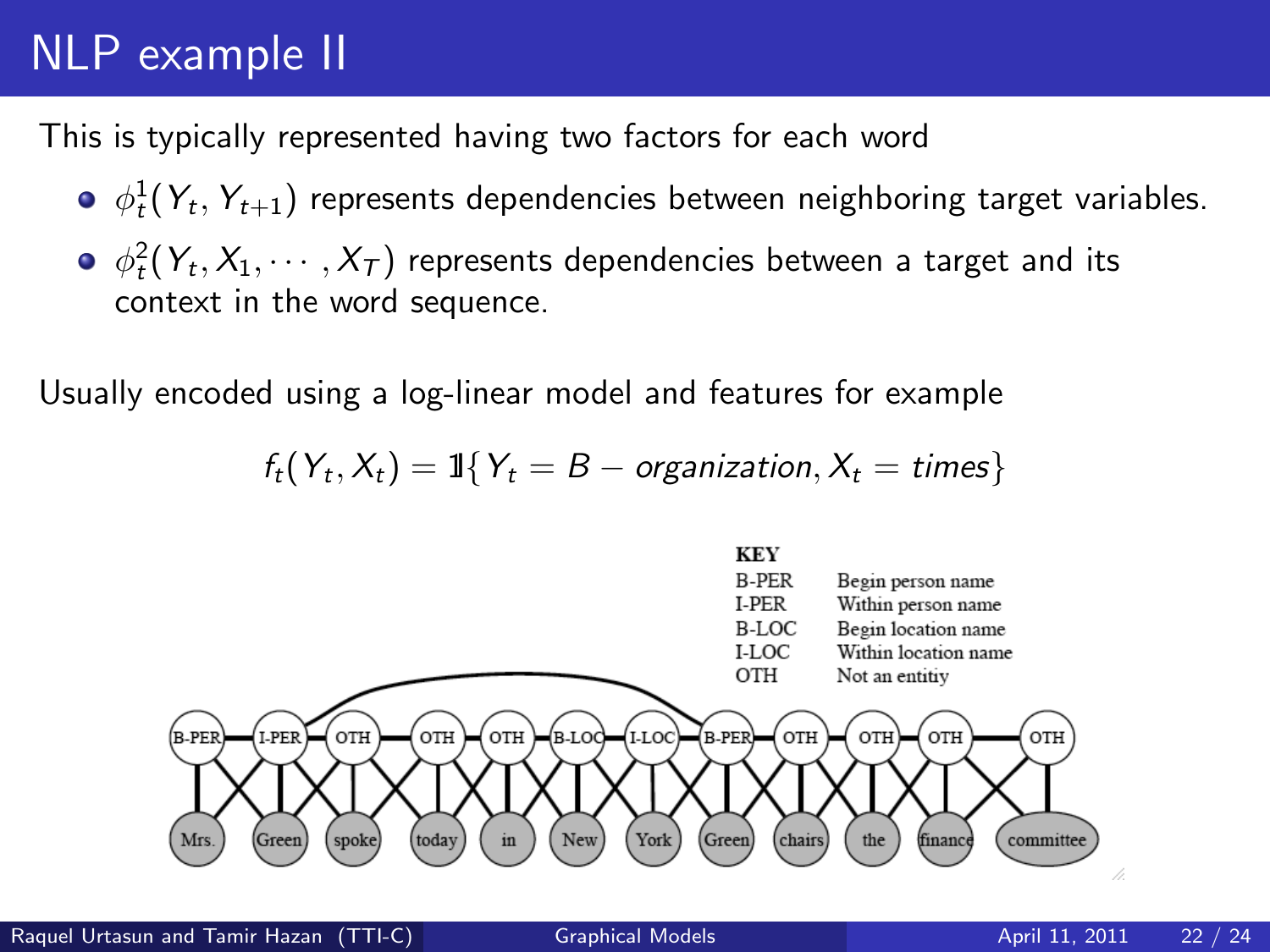# NLP example II

This is typically represented having two factors for each word

- $\phi_t^1(Y_t, Y_{t+1})$ represents dependencies between neighboring target variables.
- $\phi_t^2(Y_t, X_1, \cdots, X_T)$ represents dependencies between a target and its context in the word sequence.

Usually encoded using a log-linear model and features for example

$$f_t(Y_t, X_t) = \mathbb{1}\{Y_t = B - organization, X_t = times\}$$

**KEY**

| | |
|---|---|
| B-PER | Begin person name |
| I-PER | Within person name |
| B-LOC | Begin location name |
| I-LOC | Within location name |
| OTH | Not an entitiy |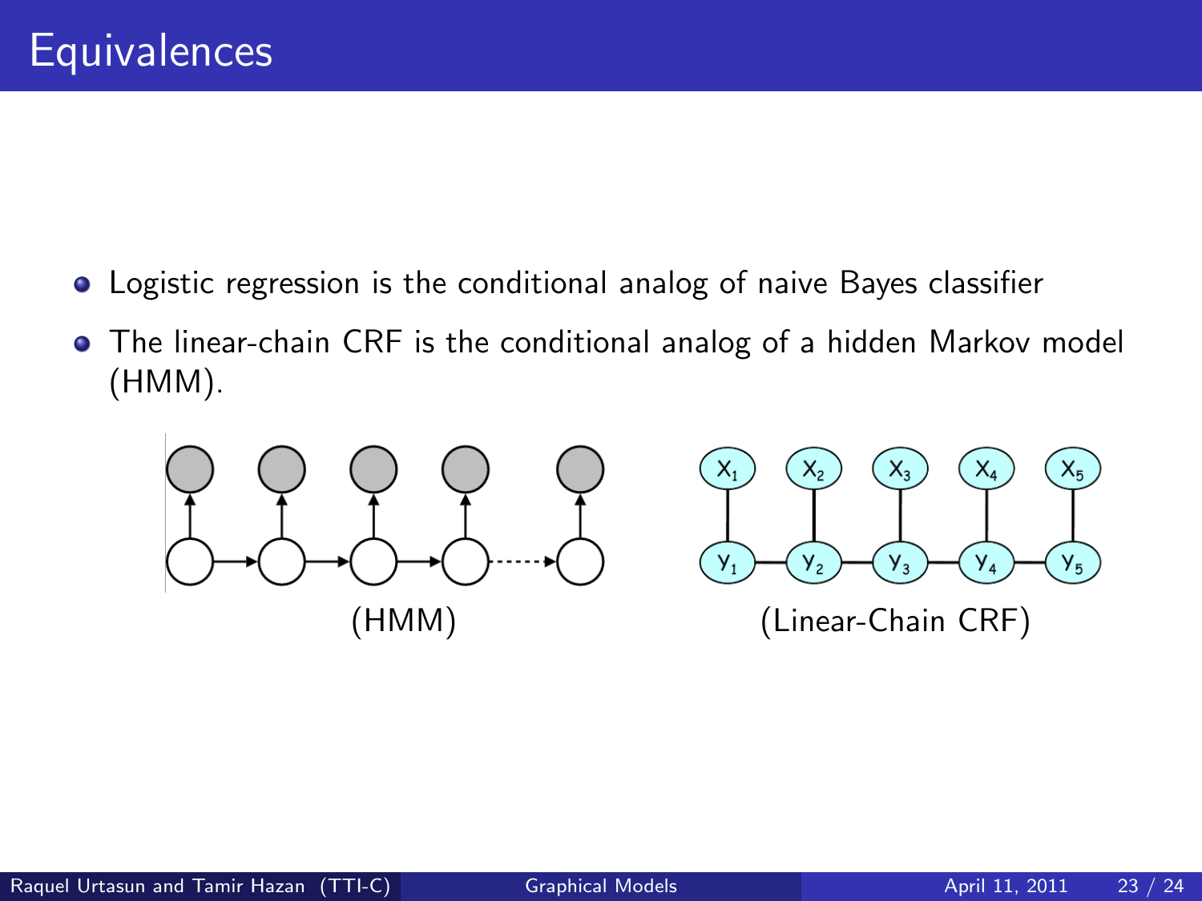# Equivalences

- Logistic regression is the conditional analog of naive Bayes classifier
- The linear-chain CRF is the conditional analog of a hidden Markov model (HMM).

(HMM)

(Linear-Chain CRF)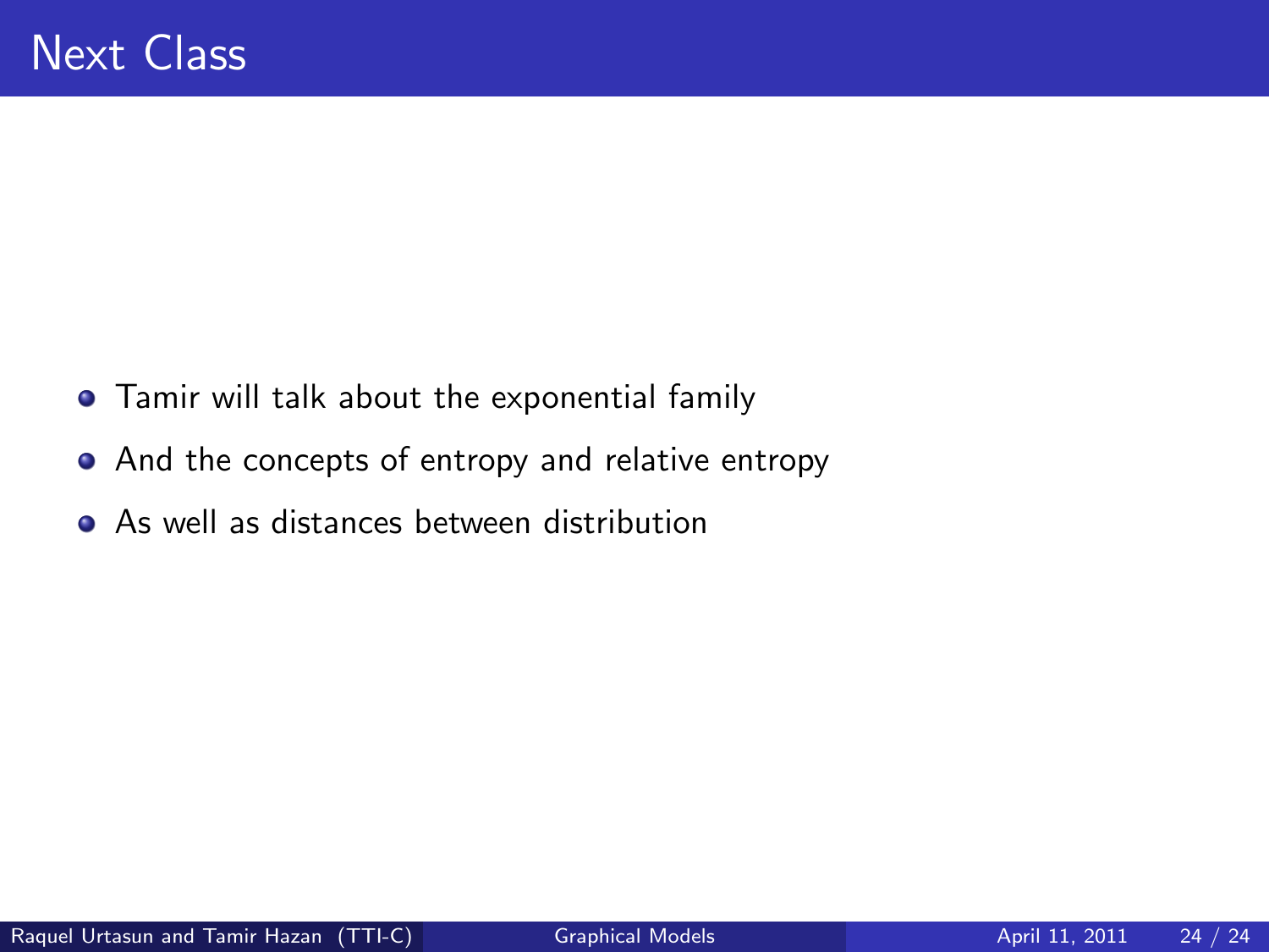# Next Class

- Tamir will talk about the exponential family
- And the concepts of entropy and relative entropy
- As well as distances between distribution